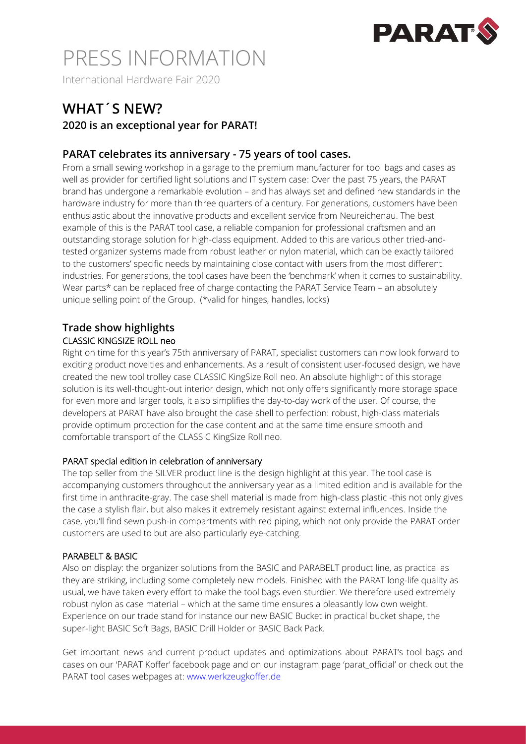# PRESS INFORMATION

International Hardware Fair 2020

## WHAT´S NEW?

**2020 is an exceptional year for PARAT!**

### PARAT celebrates its anniversary - 75 years of tool cases.

From a small sewing workshop in a garage to the premium manufacturer for tool bags and cases as well as provider for certified light solutions and IT system case: Over the past 75 years, the PARAT brand has undergone a remarkable evolution – and has always set and defined new standards in the hardware industry for more than three quarters of a century. For generations, customers have been enthusiastic about the innovative products and excellent service from Neureichenau. The best example of this is the PARAT tool case, a reliable companion for professional craftsmen and an outstanding storage solution for high-class equipment. Added to this are various other tried-and-tested organizer systems made from robust leather or nylon material, which can be exactly tailored to the customers' specific needs by maintaining close contact with users from the most different industries. For generations, the tool cases have been the 'benchmark' when it comes to sustainability. Wear parts* can be replaced free of charge contacting the PARAT Service Team – an absolutely unique selling point of the Group. (*valid for hinges, handles, locks)

### Trade show highlights

#### CLASSIC KINGSIZE ROLL neo

Right on time for this year's 75th anniversary of PARAT, specialist customers can now look forward to exciting product novelties and enhancements. As a result of consistent user-focused design, we have created the new tool trolley case CLASSIC KingSize Roll neo. An absolute highlight of this storage solution is its well-thought-out interior design, which not only offers significantly more storage space for even more and larger tools, it also simplifies the day-to-day work of the user. Of course, the developers at PARAT have also brought the case shell to perfection: robust, high-class materials provide optimum protection for the case content and at the same time ensure smooth and comfortable transport of the CLASSIC KingSize Roll neo.

#### PARAT special edition in celebration of anniversary

The top seller from the SILVER product line is the design highlight at this year. The tool case is accompanying customers throughout the anniversary year as a limited edition and is available for the first time in anthracite-gray. The case shell material is made from high-class plastic -this not only gives the case a stylish flair, but also makes it extremely resistant against external influences. Inside the case, you'll find sewn push-in compartments with red piping, which not only provide the PARAT order customers are used to but are also particularly eye-catching.

#### PARABELT & BASIC

Also on display: the organizer solutions from the BASIC and PARABELT product line, as practical as they are striking, including some completely new models. Finished with the PARAT long-life quality as usual, we have taken every effort to make the tool bags even sturdier. We therefore used extremely robust nylon as case material – which at the same time ensures a pleasantly low own weight. Experience on our trade stand for instance our new BASIC Bucket in practical bucket shape, the super-light BASIC Soft Bags, BASIC Drill Holder or BASIC Back Pack.

Get important news and current product updates and optimizations about PARAT's tool bags and cases on our 'PARAT Koffer' facebook page and on our instagram page 'parat_official' or check out the PARAT tool cases webpages at: www.werkzeugkoffer.de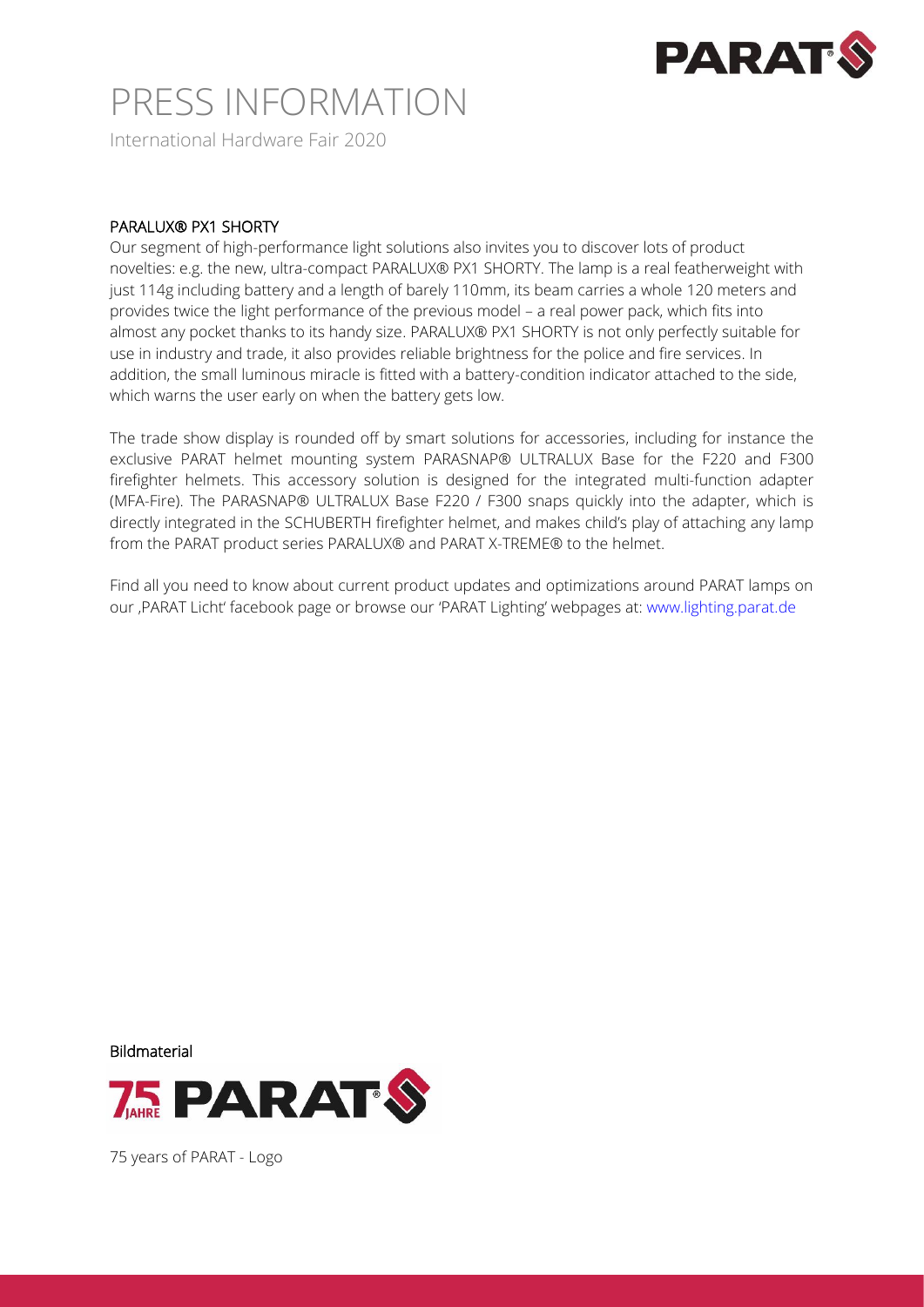# PRESS INFORMATION

International Hardware Fair 2020

PARALUX® PX1 SHORTY

Our segment of high-performance light solutions also invites you to discover lots of product novelties: e.g. the new, ultra-compact PARALUX® PX1 SHORTY. The lamp is a real featherweight with just 114g including battery and a length of barely 110mm, its beam carries a whole 120 meters and provides twice the light performance of the previous model – a real power pack, which fits into almost any pocket thanks to its handy size. PARALUX® PX1 SHORTY is not only perfectly suitable for use in industry and trade, it also provides reliable brightness for the police and fire services. In addition, the small luminous miracle is fitted with a battery-condition indicator attached to the side, which warns the user early on when the battery gets low.

The trade show display is rounded off by smart solutions for accessories, including for instance the exclusive PARAT helmet mounting system PARASNAP® ULTRALUX Base for the F220 and F300 firefighter helmets. This accessory solution is designed for the integrated multi-function adapter (MFA-Fire). The PARASNAP® ULTRALUX Base F220 / F300 snaps quickly into the adapter, which is directly integrated in the SCHUBERTH firefighter helmet, and makes child's play of attaching any lamp from the PARAT product series PARALUX® and PARAT X-TREME® to the helmet.

Find all you need to know about current product updates and optimizations around PARAT lamps on our ‚PARAT Licht' facebook page or browse our 'PARAT Lighting' webpages at: www.lighting.parat.de

Bildmaterial

75 years of PARAT - Logo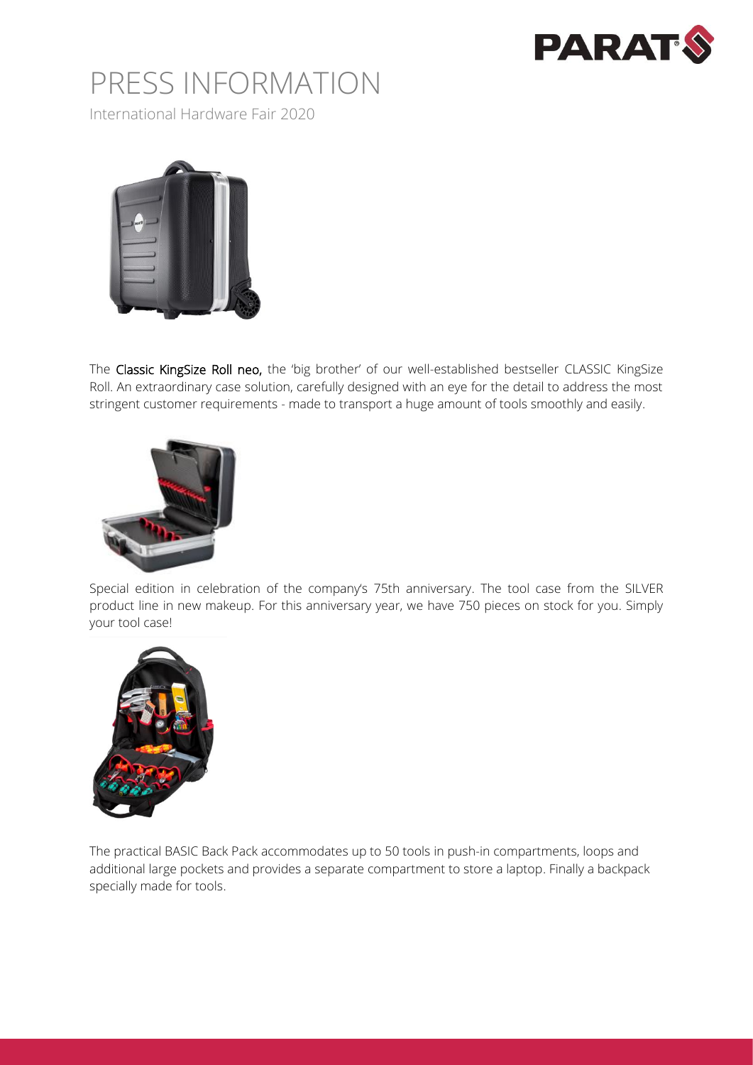# PRESS INFORMATION

International Hardware Fair 2020

The **Classic KingSize Roll neo,** the 'big brother' of our well-established bestseller CLASSIC KingSize Roll. An extraordinary case solution, carefully designed with an eye for the detail to address the most stringent customer requirements - made to transport a huge amount of tools smoothly and easily.

Special edition in celebration of the company's 75th anniversary. The tool case from the SILVER product line in new makeup. For this anniversary year, we have 750 pieces on stock for you. Simply your tool case!

The practical BASIC Back Pack accommodates up to 50 tools in push-in compartments, loops and additional large pockets and provides a separate compartment to store a laptop. Finally a backpack specially made for tools.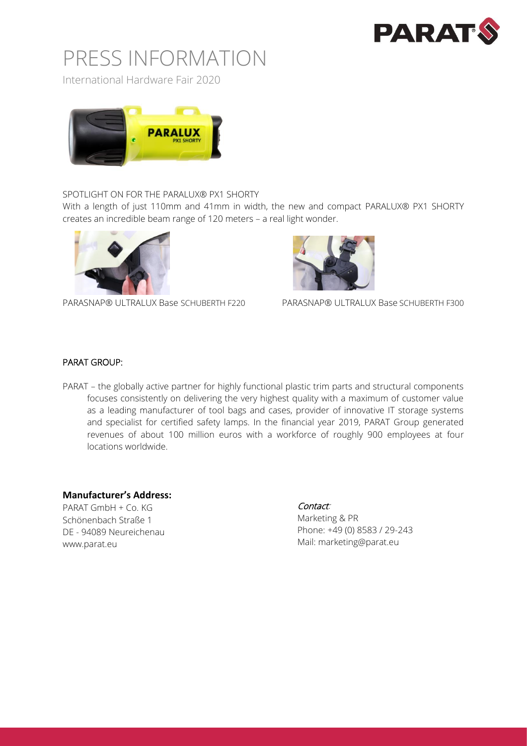# PRESS INFORMATION

International Hardware Fair 2020

SPOTLIGHT ON FOR THE PARALUX® PX1 SHORTY

With a length of just 110mm and 41mm in width, the new and compact PARALUX® PX1 SHORTY creates an incredible beam range of 120 meters – a real light wonder.

PARASNAP® ULTRALUX Base SCHUBERTH F220

PARASNAP® ULTRALUX Base SCHUBERTH F300

## PARAT GROUP:

PARAT – the globally active partner for highly functional plastic trim parts and structural components focuses consistently on delivering the very highest quality with a maximum of customer value as a leading manufacturer of tool bags and cases, provider of innovative IT storage systems and specialist for certified safety lamps. In the financial year 2019, PARAT Group generated revenues of about 100 million euros with a workforce of roughly 900 employees at four locations worldwide.

**Manufacturer's Address:**

PARAT GmbH + Co. KG
Schönenbach Straße 1
DE - 94089 Neureichenau
www.parat.eu

*Contact:*

Marketing & PR
Phone: +49 (0) 8583 / 29-243
Mail: marketing@parat.eu